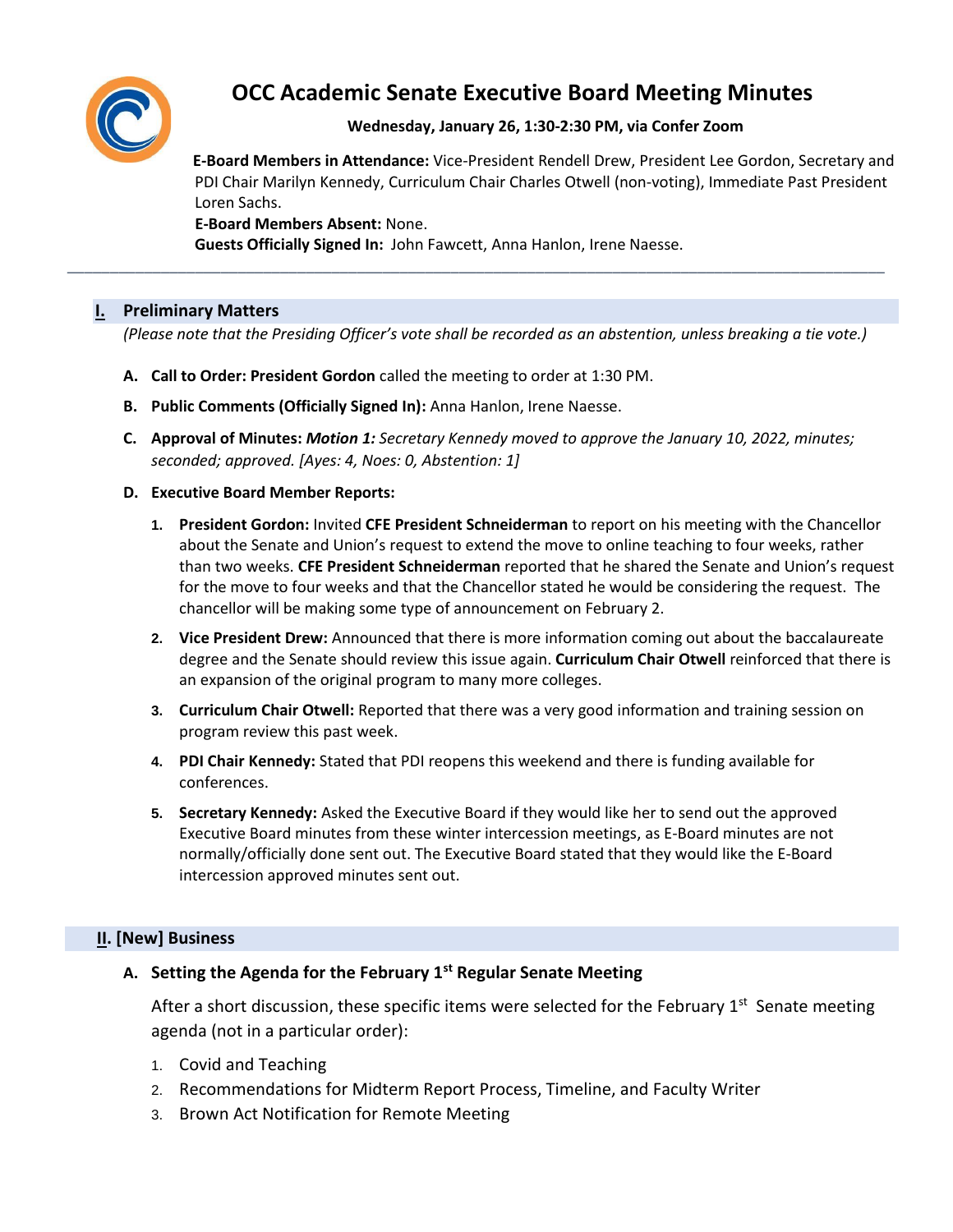# OCC Academic Senate Executive Board Meeting Minutes

**Wednesday, January 26, 1:30-2:30 PM, via Confer Zoom**

**E-Board Members in Attendance:** Vice-President Rendell Drew, President Lee Gordon, Secretary and PDI Chair Marilyn Kennedy, Curriculum Chair Charles Otwell (non-voting), Immediate Past President Loren Sachs.

**E-Board Members Absent:** None.

**Guests Officially Signed In:** John Fawcett, Anna Hanlon, Irene Naesse.

---

## I. Preliminary Matters

*(Please note that the Presiding Officer's vote shall be recorded as an abstention, unless breaking a tie vote.)*

**A. Call to Order: President Gordon** called the meeting to order at 1:30 PM.

**B. Public Comments (Officially Signed In):** Anna Hanlon, Irene Naesse.

**C. Approval of Minutes:** ***Motion 1:*** *Secretary Kennedy moved to approve the January 10, 2022, minutes; seconded; approved. [Ayes: 4, Noes: 0, Abstention: 1]*

**D. Executive Board Member Reports:**

1. **President Gordon:** Invited **CFE President Schneiderman** to report on his meeting with the Chancellor about the Senate and Union's request to extend the move to online teaching to four weeks, rather than two weeks. **CFE President Schneiderman** reported that he shared the Senate and Union's request for the move to four weeks and that the Chancellor stated he would be considering the request. The chancellor will be making some type of announcement on February 2.
2. **Vice President Drew:** Announced that there is more information coming out about the baccalaureate degree and the Senate should review this issue again. **Curriculum Chair Otwell** reinforced that there is an expansion of the original program to many more colleges.
3. **Curriculum Chair Otwell:** Reported that there was a very good information and training session on program review this past week.
4. **PDI Chair Kennedy:** Stated that PDI reopens this weekend and there is funding available for conferences.
5. **Secretary Kennedy:** Asked the Executive Board if they would like her to send out the approved Executive Board minutes from these winter intercession meetings, as E-Board minutes are not normally/officially done sent out. The Executive Board stated that they would like the E-Board intercession approved minutes sent out.

## II. [New] Business

### A. Setting the Agenda for the February 1st Regular Senate Meeting

After a short discussion, these specific items were selected for the February 1st Senate meeting agenda (not in a particular order):

1. Covid and Teaching
2. Recommendations for Midterm Report Process, Timeline, and Faculty Writer
3. Brown Act Notification for Remote Meeting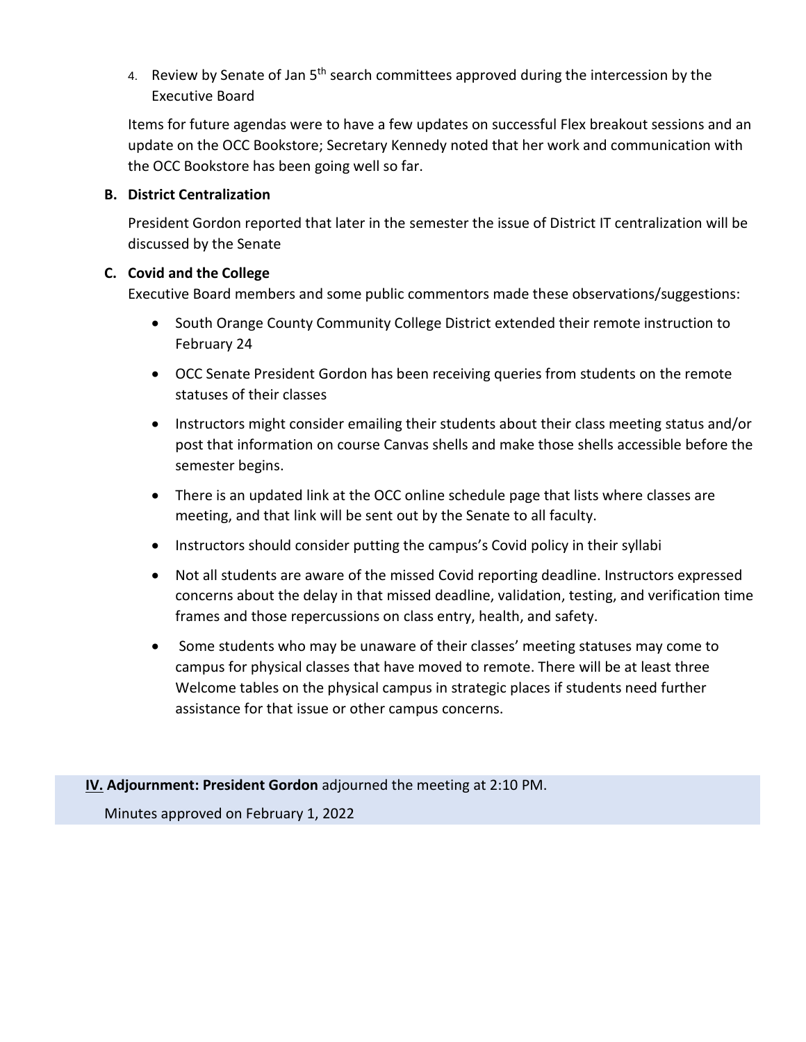4. Review by Senate of Jan 5th search committees approved during the intercession by the Executive Board

Items for future agendas were to have a few updates on successful Flex breakout sessions and an update on the OCC Bookstore; Secretary Kennedy noted that her work and communication with the OCC Bookstore has been going well so far.

**B. District Centralization**

President Gordon reported that later in the semester the issue of District IT centralization will be discussed by the Senate

**C. Covid and the College**

Executive Board members and some public commentors made these observations/suggestions:

- South Orange County Community College District extended their remote instruction to February 24
- OCC Senate President Gordon has been receiving queries from students on the remote statuses of their classes
- Instructors might consider emailing their students about their class meeting status and/or post that information on course Canvas shells and make those shells accessible before the semester begins.
- There is an updated link at the OCC online schedule page that lists where classes are meeting, and that link will be sent out by the Senate to all faculty.
- Instructors should consider putting the campus's Covid policy in their syllabi
- Not all students are aware of the missed Covid reporting deadline. Instructors expressed concerns about the delay in that missed deadline, validation, testing, and verification time frames and those repercussions on class entry, health, and safety.
- Some students who may be unaware of their classes' meeting statuses may come to campus for physical classes that have moved to remote. There will be at least three Welcome tables on the physical campus in strategic places if students need further assistance for that issue or other campus concerns.

**IV. Adjournment: President Gordon** adjourned the meeting at 2:10 PM.

Minutes approved on February 1, 2022